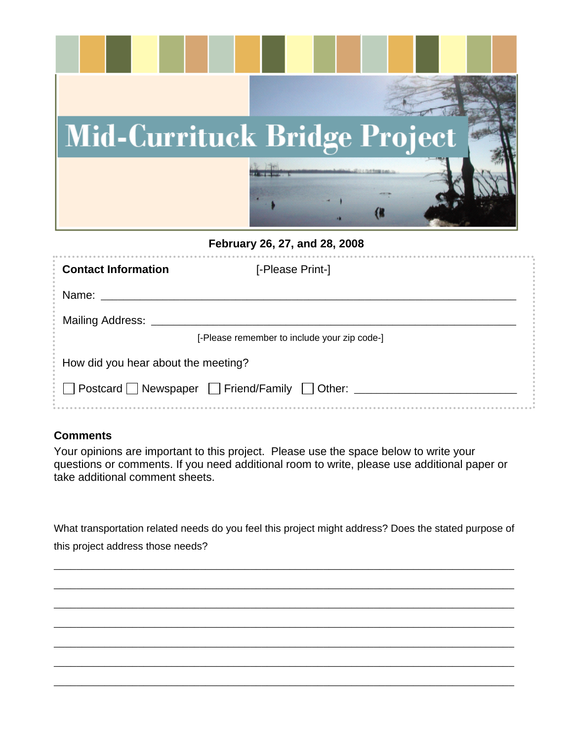# Mid-Currituck Bridge Project

**February 26, 27, and 28, 2008**

**Contact Information** [-Please Print-]

Name: ____________________________________________________________

Mailing Address: ______________________________________________________

[-Please remember to include your zip code-]

How did you hear about the meeting?

☐ Postcard ☐ Newspaper ☐ Friend/Family ☐ Other: ______________________

**Comments**

Your opinions are important to this project. Please use the space below to write your questions or comments. If you need additional room to write, please use additional paper or take additional comment sheets.

What transportation related needs do you feel this project might address? Does the stated purpose of this project address those needs?

____________________________________________________________________________

____________________________________________________________________________

____________________________________________________________________________

____________________________________________________________________________

____________________________________________________________________________

____________________________________________________________________________

____________________________________________________________________________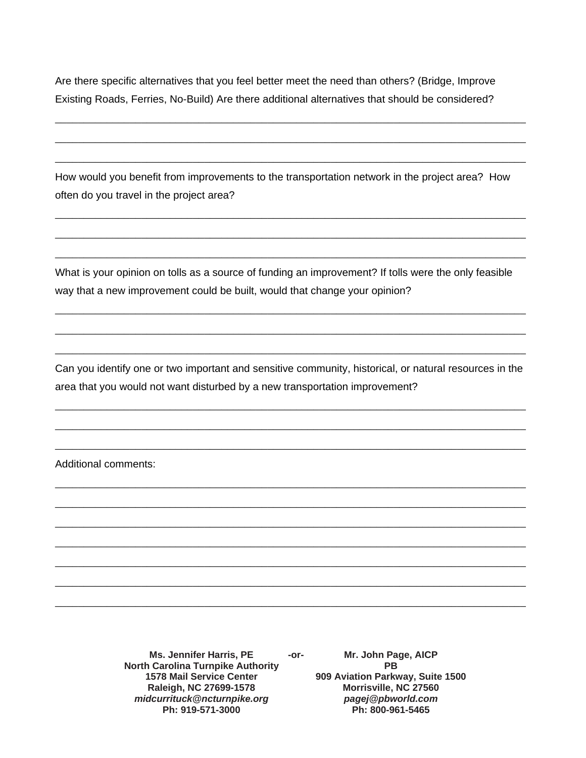Are there specific alternatives that you feel better meet the need than others? (Bridge, Improve Existing Roads, Ferries, No-Build) Are there additional alternatives that should be considered?

_______________________________________________________________________________

_______________________________________________________________________________

_______________________________________________________________________________

How would you benefit from improvements to the transportation network in the project area? How often do you travel in the project area?

_______________________________________________________________________________

_______________________________________________________________________________

_______________________________________________________________________________

What is your opinion on tolls as a source of funding an improvement? If tolls were the only feasible way that a new improvement could be built, would that change your opinion?

_______________________________________________________________________________

_______________________________________________________________________________

_______________________________________________________________________________

Can you identify one or two important and sensitive community, historical, or natural resources in the area that you would not want disturbed by a new transportation improvement?

_______________________________________________________________________________

_______________________________________________________________________________

_______________________________________________________________________________

Additional comments:

_______________________________________________________________________________

_______________________________________________________________________________

_______________________________________________________________________________

_______________________________________________________________________________

_______________________________________________________________________________

_______________________________________________________________________________

_______________________________________________________________________________

**Ms. Jennifer Harris, PE**
**North Carolina Turnpike Authority**
**1578 Mail Service Center**
**Raleigh, NC 27699-1578**
***midcurrituck@ncturnpike.org***
**Ph: 919-571-3000**

**-or-**

**Mr. John Page, AICP**
**PB**
**909 Aviation Parkway, Suite 1500**
**Morrisville, NC 27560**
***pagej@pbworld.com***
**Ph: 800-961-5465**